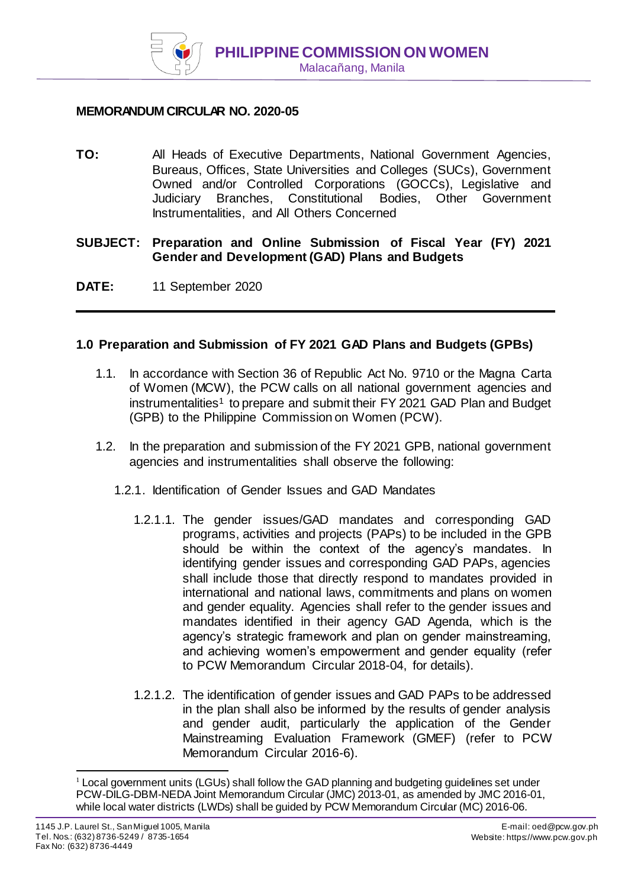**PHILIPPINE COMMISSION ON WOMEN**
Malacañang, Manila

**MEMORANDUM CIRCULAR NO. 2020-05**

**TO:** All Heads of Executive Departments, National Government Agencies, Bureaus, Offices, State Universities and Colleges (SUCs), Government Owned and/or Controlled Corporations (GOCCs), Legislative and Judiciary Branches, Constitutional Bodies, Other Government Instrumentalities, and All Others Concerned

**SUBJECT: Preparation and Online Submission of Fiscal Year (FY) 2021 Gender and Development (GAD) Plans and Budgets**

**DATE:** 11 September 2020

---

## 1.0 Preparation and Submission of FY 2021 GAD Plans and Budgets (GPBs)

1.1. In accordance with Section 36 of Republic Act No. 9710 or the Magna Carta of Women (MCW), the PCW calls on all national government agencies and instrumentalities[1] to prepare and submit their FY 2021 GAD Plan and Budget (GPB) to the Philippine Commission on Women (PCW).

1.2. In the preparation and submission of the FY 2021 GPB, national government agencies and instrumentalities shall observe the following:

1.2.1. Identification of Gender Issues and GAD Mandates

1.2.1.1. The gender issues/GAD mandates and corresponding GAD programs, activities and projects (PAPs) to be included in the GPB should be within the context of the agency's mandates. In identifying gender issues and corresponding GAD PAPs, agencies shall include those that directly respond to mandates provided in international and national laws, commitments and plans on women and gender equality. Agencies shall refer to the gender issues and mandates identified in their agency GAD Agenda, which is the agency's strategic framework and plan on gender mainstreaming, and achieving women's empowerment and gender equality (refer to PCW Memorandum Circular 2018-04, for details).

1.2.1.2. The identification of gender issues and GAD PAPs to be addressed in the plan shall also be informed by the results of gender analysis and gender audit, particularly the application of the Gender Mainstreaming Evaluation Framework (GMEF) (refer to PCW Memorandum Circular 2016-6).

---

[1] Local government units (LGUs) shall follow the GAD planning and budgeting guidelines set under PCW-DILG-DBM-NEDA Joint Memorandum Circular (JMC) 2013-01, as amended by JMC 2016-01, while local water districts (LWDs) shall be guided by PCW Memorandum Circular (MC) 2016-06.

1145 J.P. Laurel St., San Miguel 1005, Manila
Tel. Nos.: (632) 8736-5249 / 8735-1654
Fax No: (632) 8736-4449
E-mail: oed@pcw.gov.ph
Website: https://www.pcw.gov.ph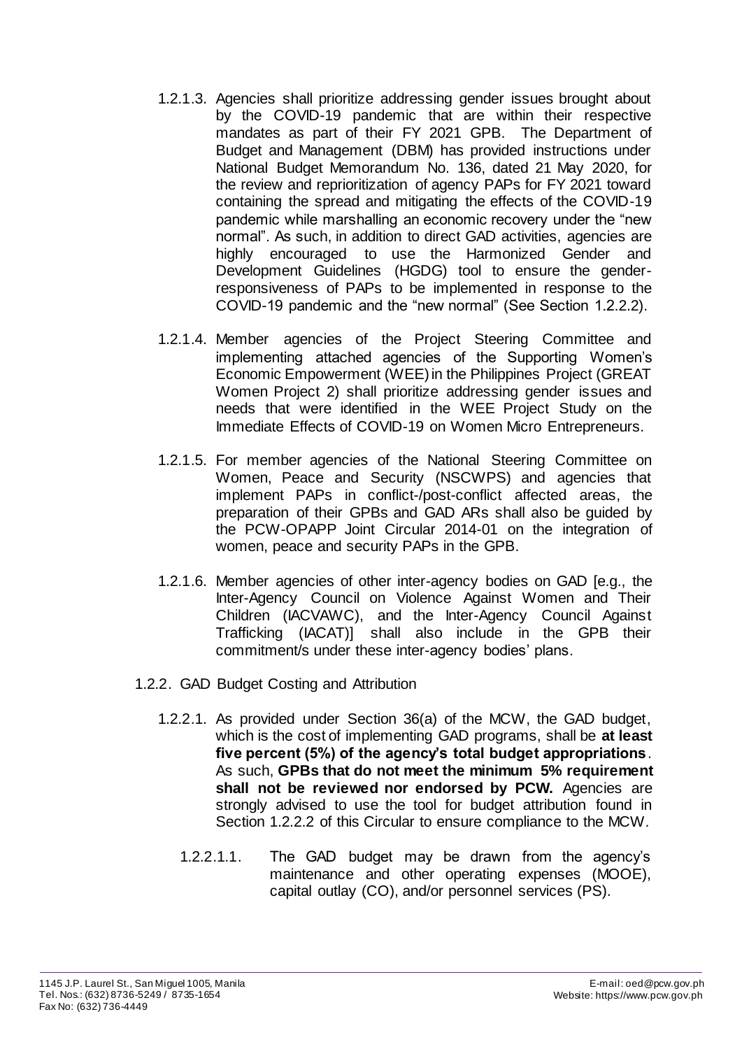1.2.1.3. Agencies shall prioritize addressing gender issues brought about by the COVID-19 pandemic that are within their respective mandates as part of their FY 2021 GPB. The Department of Budget and Management (DBM) has provided instructions under National Budget Memorandum No. 136, dated 21 May 2020, for the review and reprioritization of agency PAPs for FY 2021 toward containing the spread and mitigating the effects of the COVID-19 pandemic while marshalling an economic recovery under the "new normal". As such, in addition to direct GAD activities, agencies are highly encouraged to use the Harmonized Gender and Development Guidelines (HGDG) tool to ensure the gender-responsiveness of PAPs to be implemented in response to the COVID-19 pandemic and the "new normal" (See Section 1.2.2.2).

1.2.1.4. Member agencies of the Project Steering Committee and implementing attached agencies of the Supporting Women's Economic Empowerment (WEE) in the Philippines Project (GREAT Women Project 2) shall prioritize addressing gender issues and needs that were identified in the WEE Project Study on the Immediate Effects of COVID-19 on Women Micro Entrepreneurs.

1.2.1.5. For member agencies of the National Steering Committee on Women, Peace and Security (NSCWPS) and agencies that implement PAPs in conflict-/post-conflict affected areas, the preparation of their GPBs and GAD ARs shall also be guided by the PCW-OPAPP Joint Circular 2014-01 on the integration of women, peace and security PAPs in the GPB.

1.2.1.6. Member agencies of other inter-agency bodies on GAD [e.g., the Inter-Agency Council on Violence Against Women and Their Children (IACVAWC), and the Inter-Agency Council Against Trafficking (IACAT)] shall also include in the GPB their commitment/s under these inter-agency bodies' plans.

1.2.2. GAD Budget Costing and Attribution

1.2.2.1. As provided under Section 36(a) of the MCW, the GAD budget, which is the cost of implementing GAD programs, shall be **at least five percent (5%) of the agency's total budget appropriations**. As such, **GPBs that do not meet the minimum 5% requirement shall not be reviewed nor endorsed by PCW.** Agencies are strongly advised to use the tool for budget attribution found in Section 1.2.2.2 of this Circular to ensure compliance to the MCW.

1.2.2.1.1. The GAD budget may be drawn from the agency's maintenance and other operating expenses (MOOE), capital outlay (CO), and/or personnel services (PS).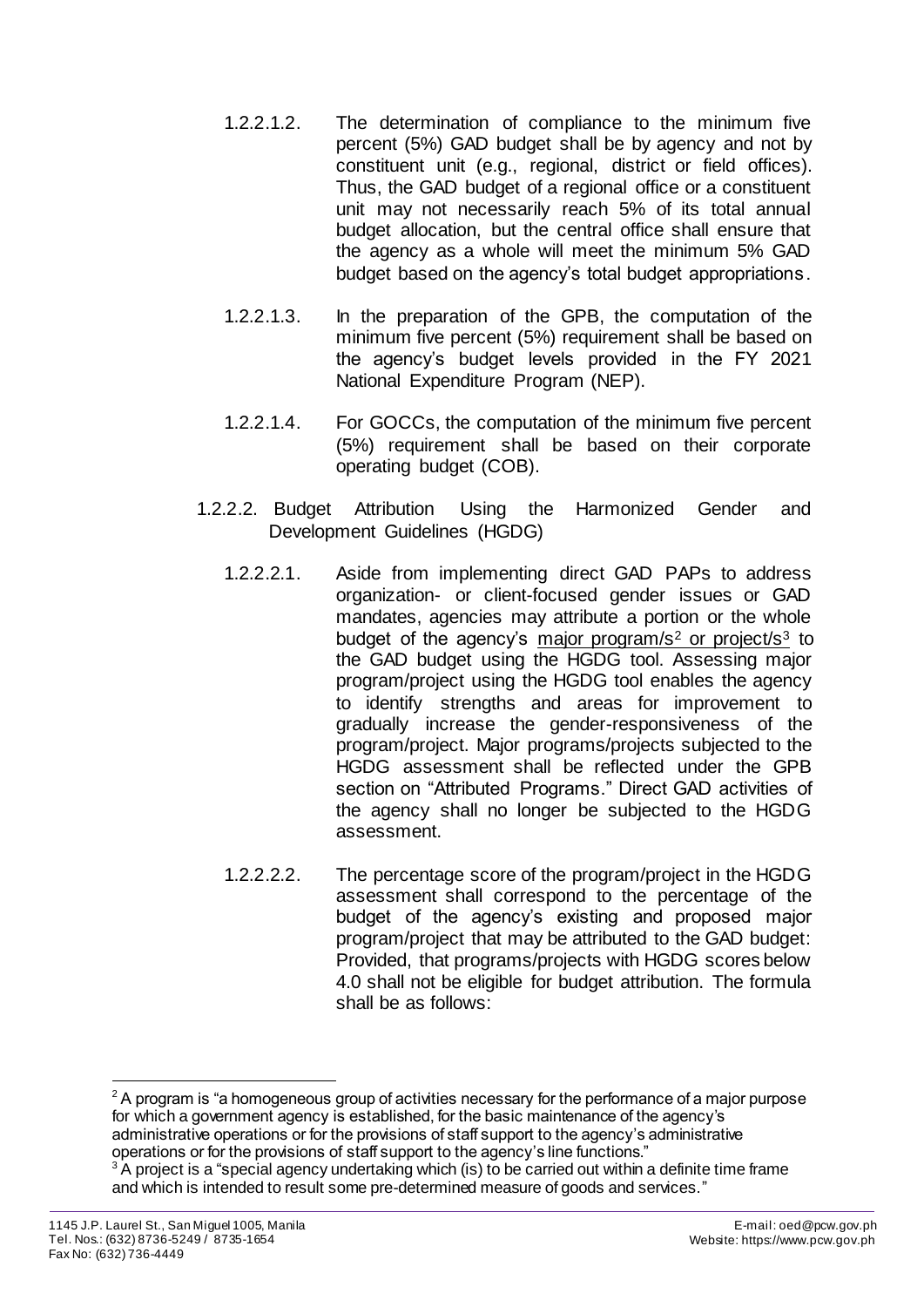1.2.2.1.2. The determination of compliance to the minimum five percent (5%) GAD budget shall be by agency and not by constituent unit (e.g., regional, district or field offices). Thus, the GAD budget of a regional office or a constituent unit may not necessarily reach 5% of its total annual budget allocation, but the central office shall ensure that the agency as a whole will meet the minimum 5% GAD budget based on the agency's total budget appropriations.

1.2.2.1.3. In the preparation of the GPB, the computation of the minimum five percent (5%) requirement shall be based on the agency's budget levels provided in the FY 2021 National Expenditure Program (NEP).

1.2.2.1.4. For GOCCs, the computation of the minimum five percent (5%) requirement shall be based on their corporate operating budget (COB).

1.2.2.2. Budget Attribution Using the Harmonized Gender and Development Guidelines (HGDG)

1.2.2.2.1. Aside from implementing direct GAD PAPs to address organization- or client-focused gender issues or GAD mandates, agencies may attribute a portion or the whole budget of the agency's major program/s[2] or project/s[3] to the GAD budget using the HGDG tool. Assessing major program/project using the HGDG tool enables the agency to identify strengths and areas for improvement to gradually increase the gender-responsiveness of the program/project. Major programs/projects subjected to the HGDG assessment shall be reflected under the GPB section on "Attributed Programs." Direct GAD activities of the agency shall no longer be subjected to the HGDG assessment.

1.2.2.2.2. The percentage score of the program/project in the HGDG assessment shall correspond to the percentage of the budget of the agency's existing and proposed major program/project that may be attributed to the GAD budget: Provided, that programs/projects with HGDG scores below 4.0 shall not be eligible for budget attribution. The formula shall be as follows:

---

[2] A program is "a homogeneous group of activities necessary for the performance of a major purpose for which a government agency is established, for the basic maintenance of the agency's administrative operations or for the provisions of staff support to the agency's administrative operations or for the provisions of staff support to the agency's line functions."

[3] A project is a "special agency undertaking which (is) to be carried out within a definite time frame and which is intended to result some pre-determined measure of goods and services."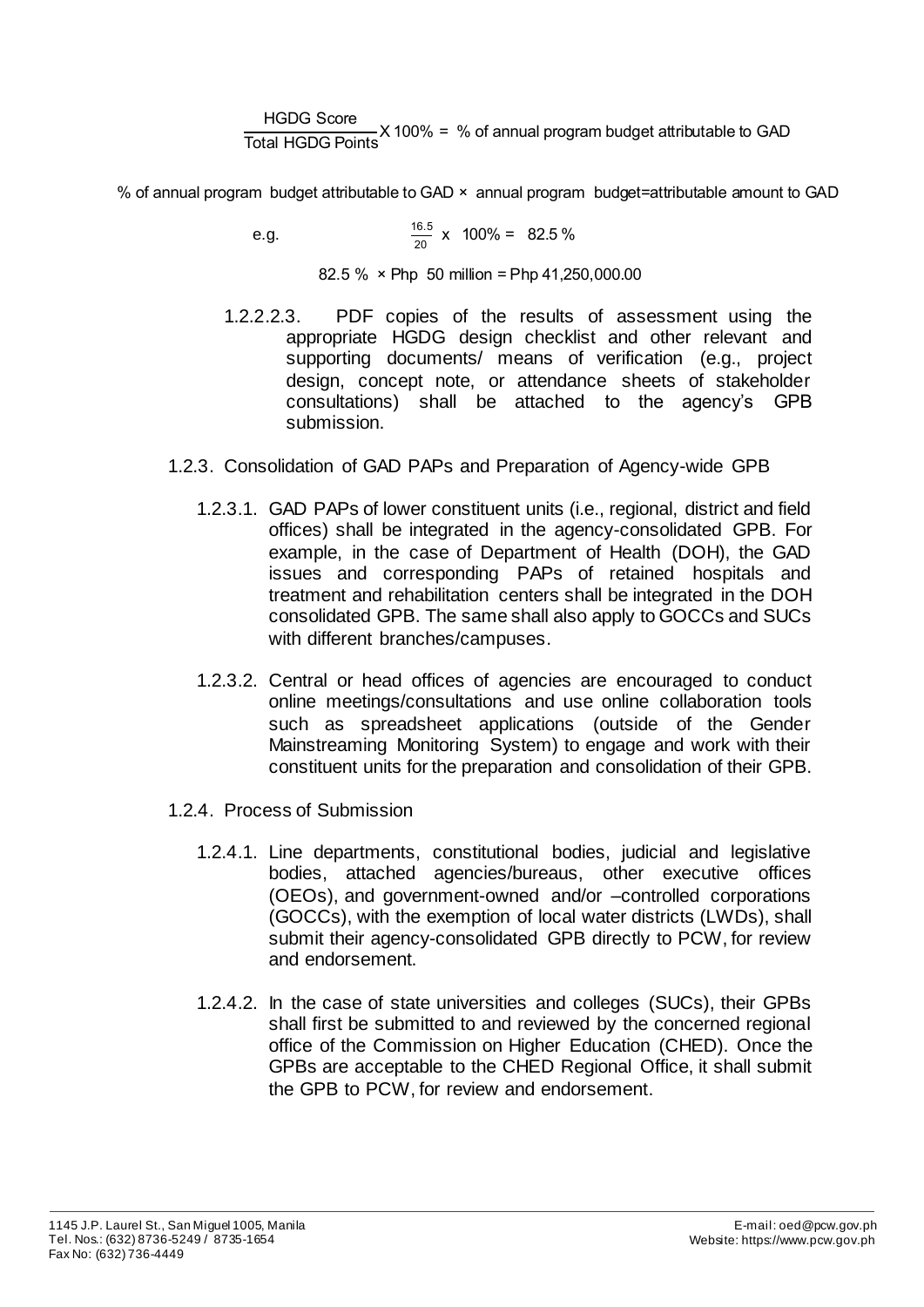$$\frac{\text{HGDG Score}}{\text{Total HGDG Points}} \times 100\% = \text{\% of annual program budget attributable to GAD}$$

% of annual program budget attributable to GAD × annual program budget=attributable amount to GAD

e.g. $\frac{16.5}{20} \times 100\% = 82.5\%$

82.5 % × Php 50 million = Php 41,250,000.00

1.2.2.2.3. PDF copies of the results of assessment using the appropriate HGDG design checklist and other relevant and supporting documents/ means of verification (e.g., project design, concept note, or attendance sheets of stakeholder consultations) shall be attached to the agency's GPB submission.

1.2.3. Consolidation of GAD PAPs and Preparation of Agency-wide GPB

1.2.3.1. GAD PAPs of lower constituent units (i.e., regional, district and field offices) shall be integrated in the agency-consolidated GPB. For example, in the case of Department of Health (DOH), the GAD issues and corresponding PAPs of retained hospitals and treatment and rehabilitation centers shall be integrated in the DOH consolidated GPB. The same shall also apply to GOCCs and SUCs with different branches/campuses.

1.2.3.2. Central or head offices of agencies are encouraged to conduct online meetings/consultations and use online collaboration tools such as spreadsheet applications (outside of the Gender Mainstreaming Monitoring System) to engage and work with their constituent units for the preparation and consolidation of their GPB.

1.2.4. Process of Submission

1.2.4.1. Line departments, constitutional bodies, judicial and legislative bodies, attached agencies/bureaus, other executive offices (OEOs), and government-owned and/or –controlled corporations (GOCCs), with the exemption of local water districts (LWDs), shall submit their agency-consolidated GPB directly to PCW, for review and endorsement.

1.2.4.2. In the case of state universities and colleges (SUCs), their GPBs shall first be submitted to and reviewed by the concerned regional office of the Commission on Higher Education (CHED). Once the GPBs are acceptable to the CHED Regional Office, it shall submit the GPB to PCW, for review and endorsement.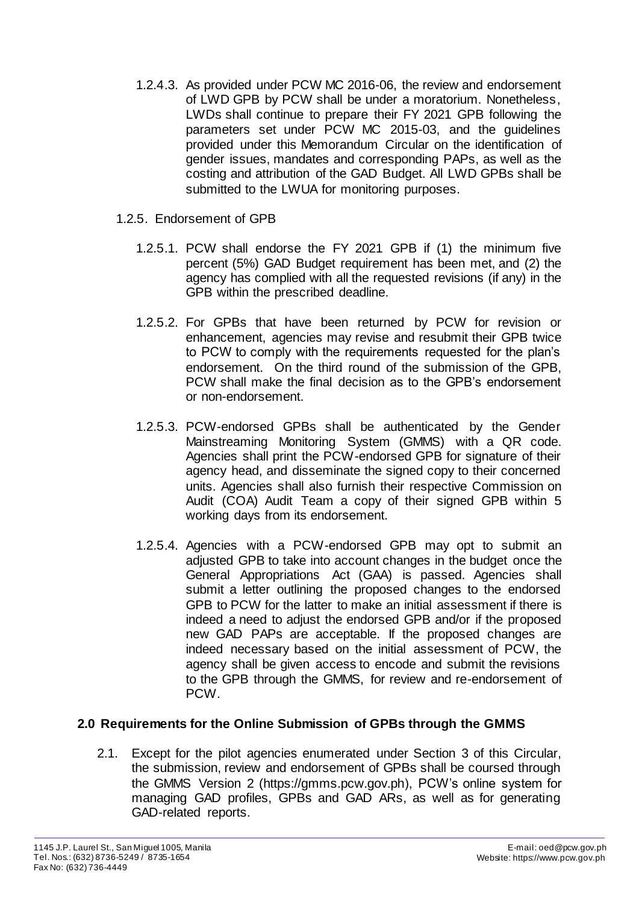1.2.4.3. As provided under PCW MC 2016-06, the review and endorsement of LWD GPB by PCW shall be under a moratorium. Nonetheless, LWDs shall continue to prepare their FY 2021 GPB following the parameters set under PCW MC 2015-03, and the guidelines provided under this Memorandum Circular on the identification of gender issues, mandates and corresponding PAPs, as well as the costing and attribution of the GAD Budget. All LWD GPBs shall be submitted to the LWUA for monitoring purposes.

1.2.5. Endorsement of GPB

1.2.5.1. PCW shall endorse the FY 2021 GPB if (1) the minimum five percent (5%) GAD Budget requirement has been met, and (2) the agency has complied with all the requested revisions (if any) in the GPB within the prescribed deadline.

1.2.5.2. For GPBs that have been returned by PCW for revision or enhancement, agencies may revise and resubmit their GPB twice to PCW to comply with the requirements requested for the plan's endorsement. On the third round of the submission of the GPB, PCW shall make the final decision as to the GPB's endorsement or non-endorsement.

1.2.5.3. PCW-endorsed GPBs shall be authenticated by the Gender Mainstreaming Monitoring System (GMMS) with a QR code. Agencies shall print the PCW-endorsed GPB for signature of their agency head, and disseminate the signed copy to their concerned units. Agencies shall also furnish their respective Commission on Audit (COA) Audit Team a copy of their signed GPB within 5 working days from its endorsement.

1.2.5.4. Agencies with a PCW-endorsed GPB may opt to submit an adjusted GPB to take into account changes in the budget once the General Appropriations Act (GAA) is passed. Agencies shall submit a letter outlining the proposed changes to the endorsed GPB to PCW for the latter to make an initial assessment if there is indeed a need to adjust the endorsed GPB and/or if the proposed new GAD PAPs are acceptable. If the proposed changes are indeed necessary based on the initial assessment of PCW, the agency shall be given access to encode and submit the revisions to the GPB through the GMMS, for review and re-endorsement of PCW.

## 2.0 Requirements for the Online Submission of GPBs through the GMMS

2.1. Except for the pilot agencies enumerated under Section 3 of this Circular, the submission, review and endorsement of GPBs shall be coursed through the GMMS Version 2 (https://gmms.pcw.gov.ph), PCW's online system for managing GAD profiles, GPBs and GAD ARs, as well as for generating GAD-related reports.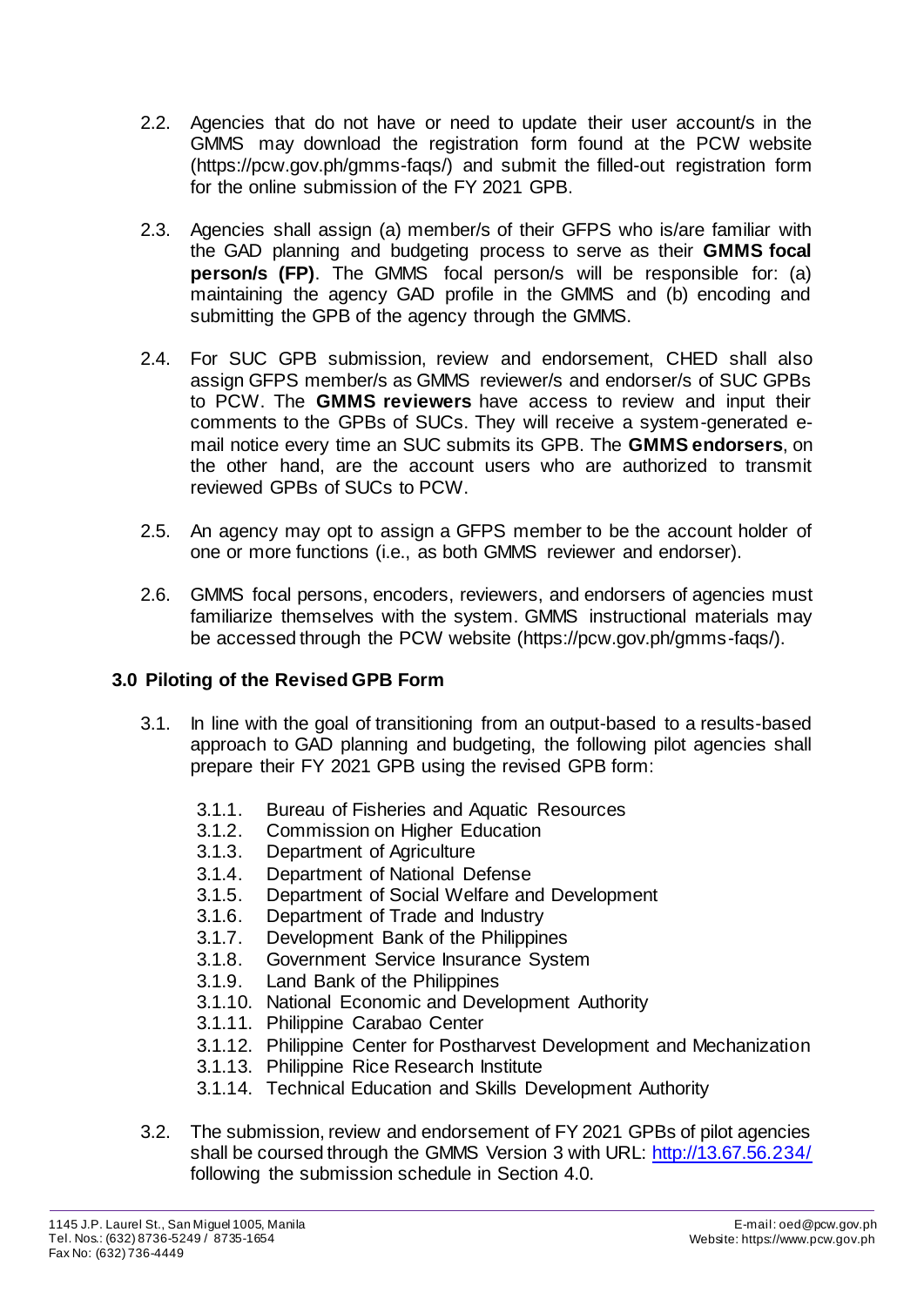2.2. Agencies that do not have or need to update their user account/s in the GMMS may download the registration form found at the PCW website (https://pcw.gov.ph/gmms-faqs/) and submit the filled-out registration form for the online submission of the FY 2021 GPB.

2.3. Agencies shall assign (a) member/s of their GFPS who is/are familiar with the GAD planning and budgeting process to serve as their **GMMS focal person/s (FP)**. The GMMS focal person/s will be responsible for: (a) maintaining the agency GAD profile in the GMMS and (b) encoding and submitting the GPB of the agency through the GMMS.

2.4. For SUC GPB submission, review and endorsement, CHED shall also assign GFPS member/s as GMMS reviewer/s and endorser/s of SUC GPBs to PCW. The **GMMS reviewers** have access to review and input their comments to the GPBs of SUCs. They will receive a system-generated e-mail notice every time an SUC submits its GPB. The **GMMS endorsers**, on the other hand, are the account users who are authorized to transmit reviewed GPBs of SUCs to PCW.

2.5. An agency may opt to assign a GFPS member to be the account holder of one or more functions (i.e., as both GMMS reviewer and endorser).

2.6. GMMS focal persons, encoders, reviewers, and endorsers of agencies must familiarize themselves with the system. GMMS instructional materials may be accessed through the PCW website (https://pcw.gov.ph/gmms-faqs/).

## 3.0 Piloting of the Revised GPB Form

3.1. In line with the goal of transitioning from an output-based to a results-based approach to GAD planning and budgeting, the following pilot agencies shall prepare their FY 2021 GPB using the revised GPB form:

- 3.1.1. Bureau of Fisheries and Aquatic Resources
- 3.1.2. Commission on Higher Education
- 3.1.3. Department of Agriculture
- 3.1.4. Department of National Defense
- 3.1.5. Department of Social Welfare and Development
- 3.1.6. Department of Trade and Industry
- 3.1.7. Development Bank of the Philippines
- 3.1.8. Government Service Insurance System
- 3.1.9. Land Bank of the Philippines
- 3.1.10. National Economic and Development Authority
- 3.1.11. Philippine Carabao Center
- 3.1.12. Philippine Center for Postharvest Development and Mechanization
- 3.1.13. Philippine Rice Research Institute
- 3.1.14. Technical Education and Skills Development Authority

3.2. The submission, review and endorsement of FY 2021 GPBs of pilot agencies shall be coursed through the GMMS Version 3 with URL: http://13.67.56.234/ following the submission schedule in Section 4.0.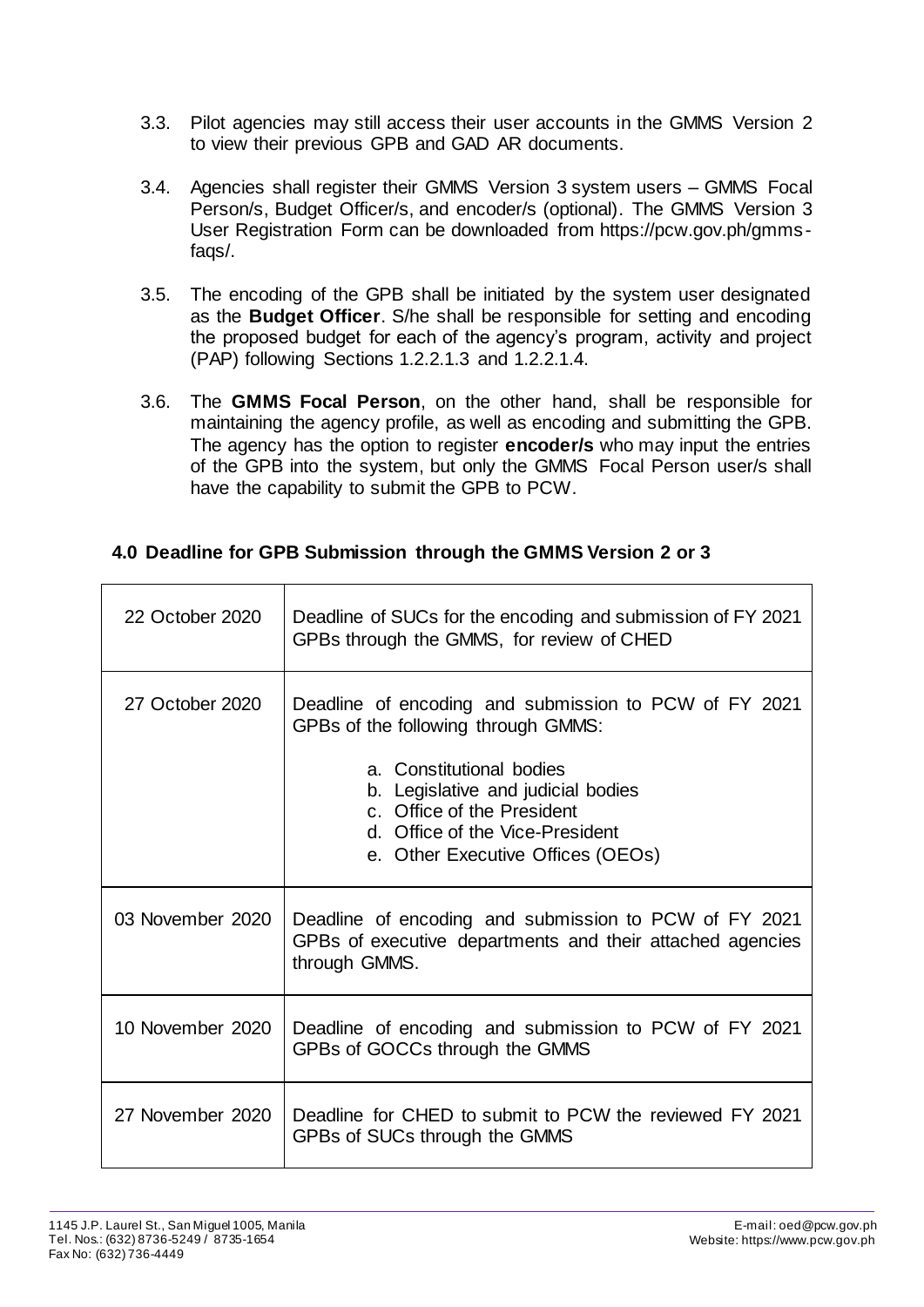3.3. Pilot agencies may still access their user accounts in the GMMS Version 2 to view their previous GPB and GAD AR documents.

3.4. Agencies shall register their GMMS Version 3 system users – GMMS Focal Person/s, Budget Officer/s, and encoder/s (optional). The GMMS Version 3 User Registration Form can be downloaded from https://pcw.gov.ph/gmms-faqs/.

3.5. The encoding of the GPB shall be initiated by the system user designated as the **Budget Officer**. S/he shall be responsible for setting and encoding the proposed budget for each of the agency's program, activity and project (PAP) following Sections 1.2.2.1.3 and 1.2.2.1.4.

3.6. The **GMMS Focal Person**, on the other hand, shall be responsible for maintaining the agency profile, as well as encoding and submitting the GPB. The agency has the option to register **encoder/s** who may input the entries of the GPB into the system, but only the GMMS Focal Person user/s shall have the capability to submit the GPB to PCW.

## 4.0 Deadline for GPB Submission through the GMMS Version 2 or 3

| | |
|---|---|
| 22 October 2020 | Deadline of SUCs for the encoding and submission of FY 2021 GPBs through the GMMS, for review of CHED |
| 27 October 2020 | Deadline of encoding and submission to PCW of FY 2021 GPBs of the following through GMMS:<br><br>a. Constitutional bodies<br>b. Legislative and judicial bodies<br>c. Office of the President<br>d. Office of the Vice-President<br>e. Other Executive Offices (OEOs) |
| 03 November 2020 | Deadline of encoding and submission to PCW of FY 2021 GPBs of executive departments and their attached agencies through GMMS. |
| 10 November 2020 | Deadline of encoding and submission to PCW of FY 2021 GPBs of GOCCs through the GMMS |
| 27 November 2020 | Deadline for CHED to submit to PCW the reviewed FY 2021 GPBs of SUCs through the GMMS |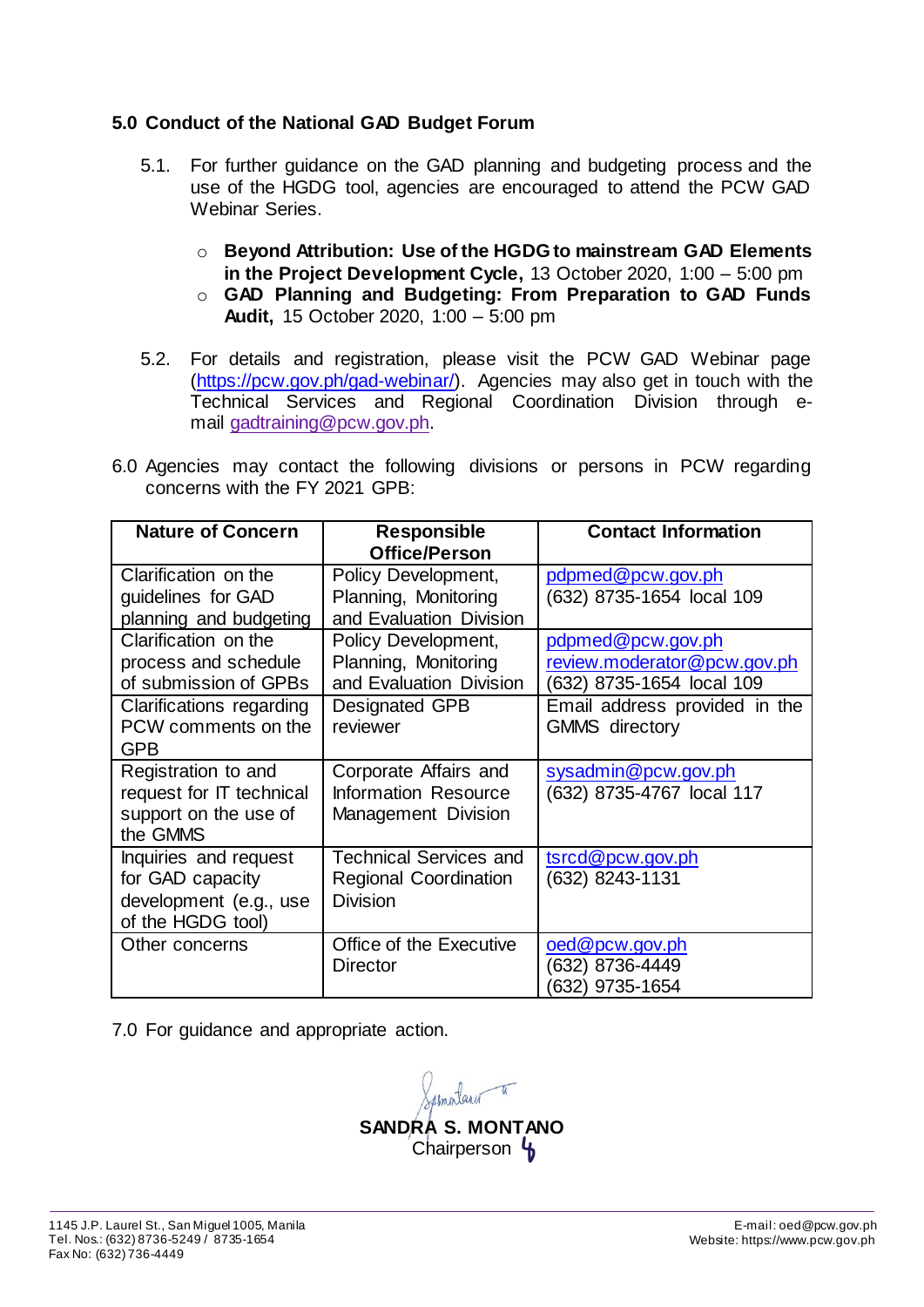## 5.0 Conduct of the National GAD Budget Forum

5.1. For further guidance on the GAD planning and budgeting process and the use of the HGDG tool, agencies are encouraged to attend the PCW GAD Webinar Series.

- **Beyond Attribution: Use of the HGDG to mainstream GAD Elements in the Project Development Cycle,** 13 October 2020, 1:00 – 5:00 pm
- **GAD Planning and Budgeting: From Preparation to GAD Funds Audit,** 15 October 2020, 1:00 – 5:00 pm

5.2. For details and registration, please visit the PCW GAD Webinar page (https://pcw.gov.ph/gad-webinar/). Agencies may also get in touch with the Technical Services and Regional Coordination Division through e-mail gadtraining@pcw.gov.ph.

6.0 Agencies may contact the following divisions or persons in PCW regarding concerns with the FY 2021 GPB:

| Nature of Concern | Responsible Office/Person | Contact Information |
|---|---|---|
| Clarification on the guidelines for GAD planning and budgeting | Policy Development, Planning, Monitoring and Evaluation Division | pdpmed@pcw.gov.ph<br>(632) 8735-1654 local 109 |
| Clarification on the process and schedule of submission of GPBs | Policy Development, Planning, Monitoring and Evaluation Division | pdpmed@pcw.gov.ph<br>review.moderator@pcw.gov.ph<br>(632) 8735-1654 local 109 |
| Clarifications regarding PCW comments on the GPB | Designated GPB reviewer | Email address provided in the GMMS directory |
| Registration to and request for IT technical support on the use of the GMMS | Corporate Affairs and Information Resource Management Division | sysadmin@pcw.gov.ph<br>(632) 8735-4767 local 117 |
| Inquiries and request for GAD capacity development (e.g., use of the HGDG tool) | Technical Services and Regional Coordination Division | tsrcd@pcw.gov.ph<br>(632) 8243-1131 |
| Other concerns | Office of the Executive Director | oed@pcw.gov.ph<br>(632) 8736-4449<br>(632) 9735-1654 |

7.0 For guidance and appropriate action.

**SANDRA S. MONTANO**
Chairperson